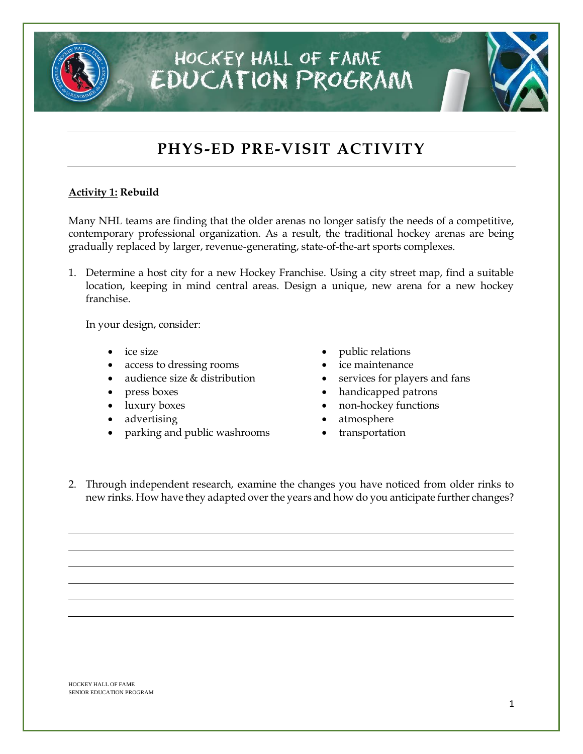# HOCKEY HALL OF FAME EDUCATION PROGRAM

## PHYS-ED PRE-VISIT ACTIVITY

**Activity 1: Rebuild**

Many NHL teams are finding that the older arenas no longer satisfy the needs of a competitive, contemporary professional organization. As a result, the traditional hockey arenas are being gradually replaced by larger, revenue-generating, state-of-the-art sports complexes.

1. Determine a host city for a new Hockey Franchise. Using a city street map, find a suitable location, keeping in mind central areas. Design a unique, new arena for a new hockey franchise.

   In your design, consider:

   - ice size
   - access to dressing rooms
   - audience size & distribution
   - press boxes
   - luxury boxes
   - advertising
   - parking and public washrooms
   - public relations
   - ice maintenance
   - services for players and fans
   - handicapped patrons
   - non-hockey functions
   - atmosphere
   - transportation

2. Through independent research, examine the changes you have noticed from older rinks to new rinks. How have they adapted over the years and how do you anticipate further changes?

______________________________________________________________________

______________________________________________________________________

______________________________________________________________________

______________________________________________________________________

______________________________________________________________________

______________________________________________________________________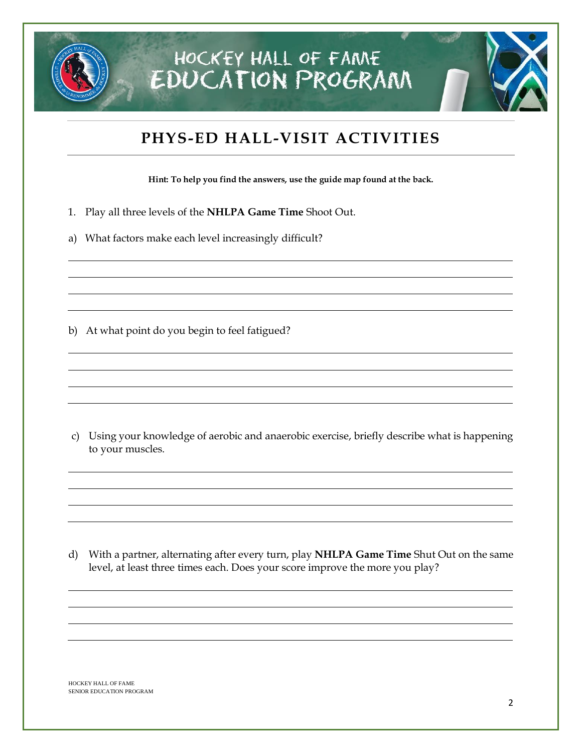# PHYS-ED HALL-VISIT ACTIVITIES

**Hint: To help you find the answers, use the guide map found at the back.**

1. Play all three levels of the **NHLPA Game Time** Shoot Out.

a) What factors make each level increasingly difficult?

b) At what point do you begin to feel fatigued?

c) Using your knowledge of aerobic and anaerobic exercise, briefly describe what is happening to your muscles.

d) With a partner, alternating after every turn, play **NHLPA Game Time** Shut Out on the same level, at least three times each. Does your score improve the more you play?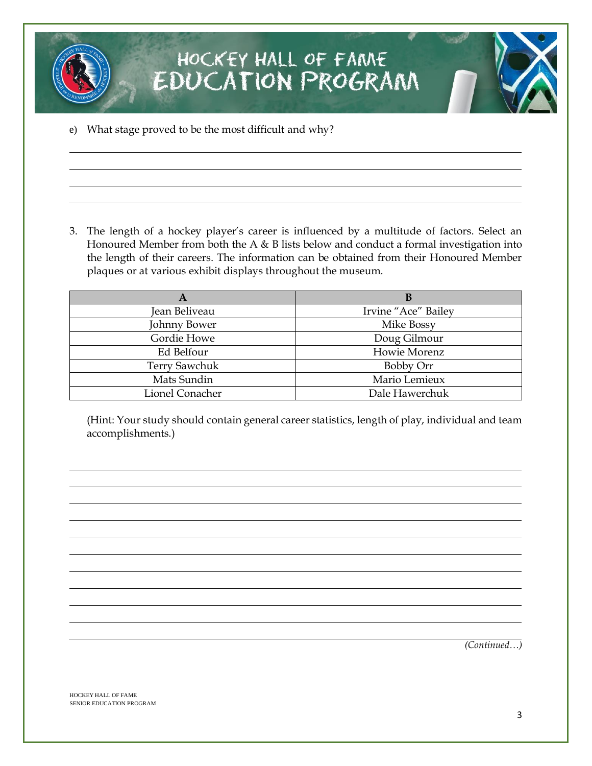e) What stage proved to be the most difficult and why?

3. The length of a hockey player's career is influenced by a multitude of factors. Select an Honoured Member from both the A & B lists below and conduct a formal investigation into the length of their careers. The information can be obtained from their Honoured Member plaques or at various exhibit displays throughout the museum.

| A | B |
|---|---|
| Jean Beliveau | Irvine "Ace" Bailey |
| Johnny Bower | Mike Bossy |
| Gordie Howe | Doug Gilmour |
| Ed Belfour | Howie Morenz |
| Terry Sawchuk | Bobby Orr |
| Mats Sundin | Mario Lemieux |
| Lionel Conacher | Dale Hawerchuk |

(Hint: Your study should contain general career statistics, length of play, individual and team accomplishments.)

*(Continued…)*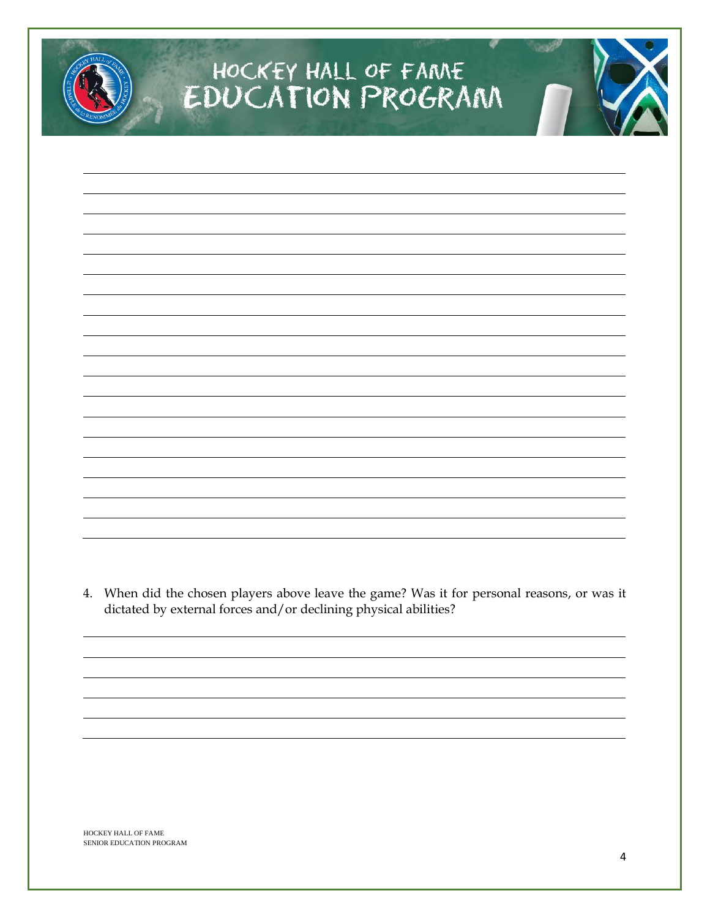4. When did the chosen players above leave the game? Was it for personal reasons, or was it dictated by external forces and/or declining physical abilities?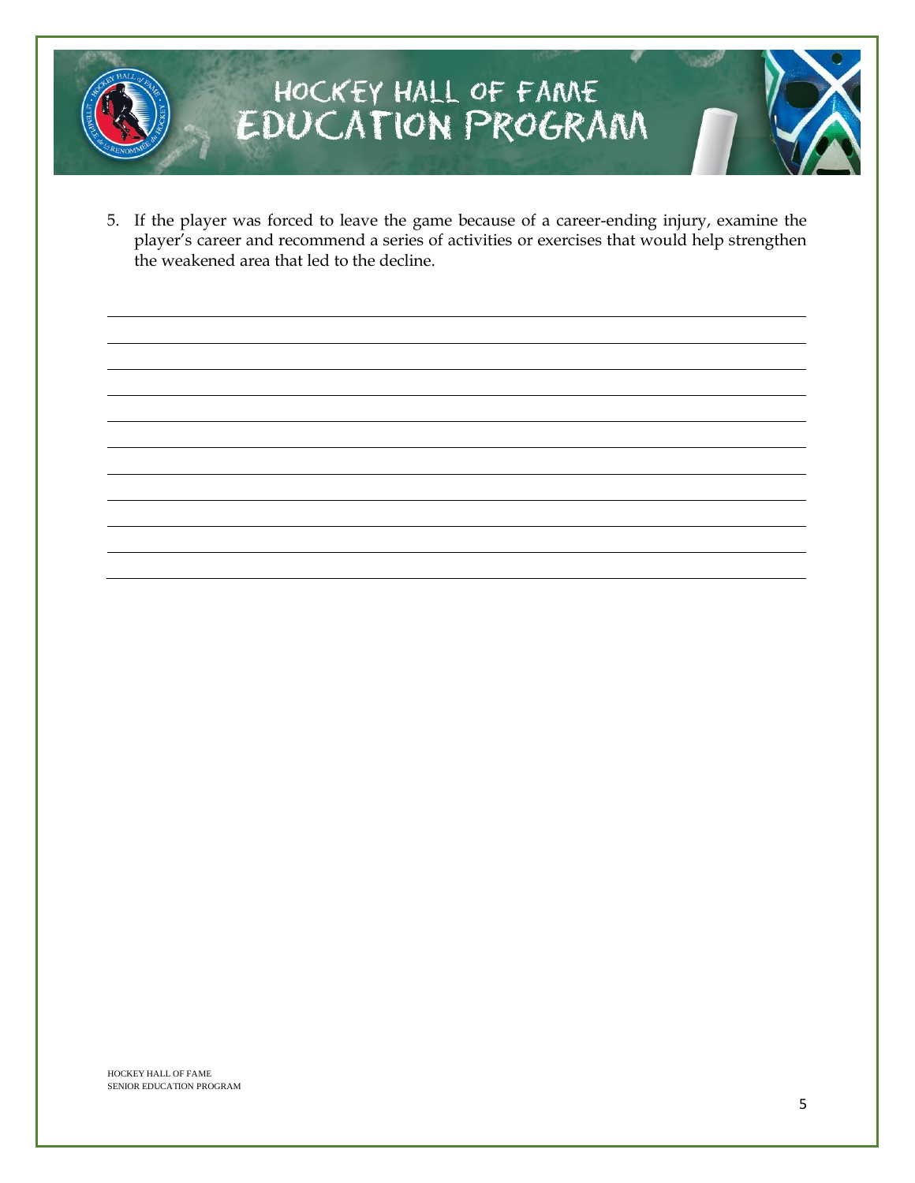5. If the player was forced to leave the game because of a career-ending injury, examine the player's career and recommend a series of activities or exercises that would help strengthen the weakened area that led to the decline.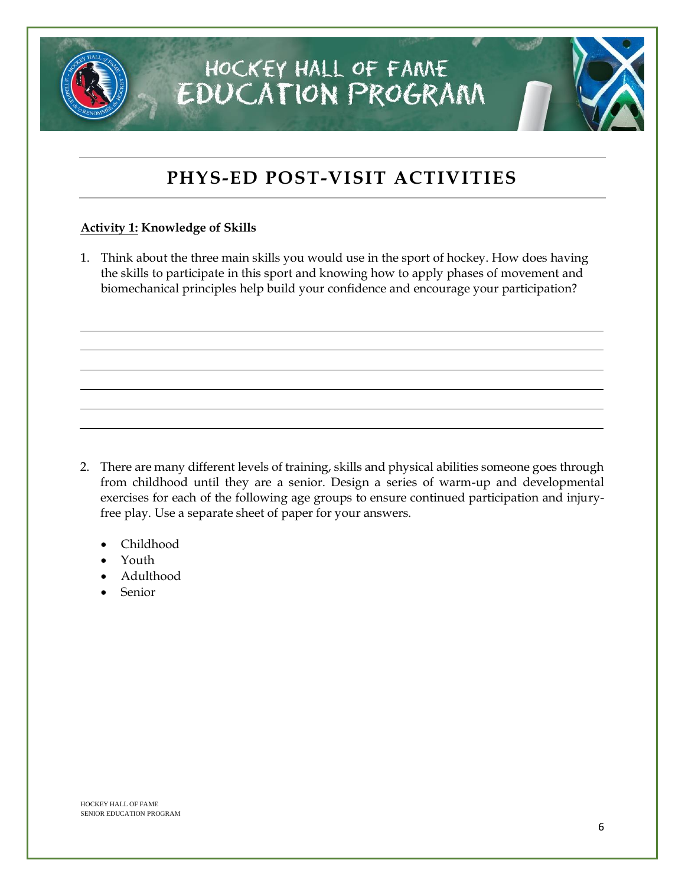# HOCKEY HALL OF FAME EDUCATION PROGRAM

## PHYS-ED POST-VISIT ACTIVITIES

**<u>Activity 1:</u> Knowledge of Skills**

1. Think about the three main skills you would use in the sport of hockey. How does having the skills to participate in this sport and knowing how to apply phases of movement and biomechanical principles help build your confidence and encourage your participation?

______________________________________________________________________

______________________________________________________________________

______________________________________________________________________

______________________________________________________________________

______________________________________________________________________

______________________________________________________________________

2. There are many different levels of training, skills and physical abilities someone goes through from childhood until they are a senior. Design a series of warm-up and developmental exercises for each of the following age groups to ensure continued participation and injury-free play. Use a separate sheet of paper for your answers.

   - Childhood
   - Youth
   - Adulthood
   - Senior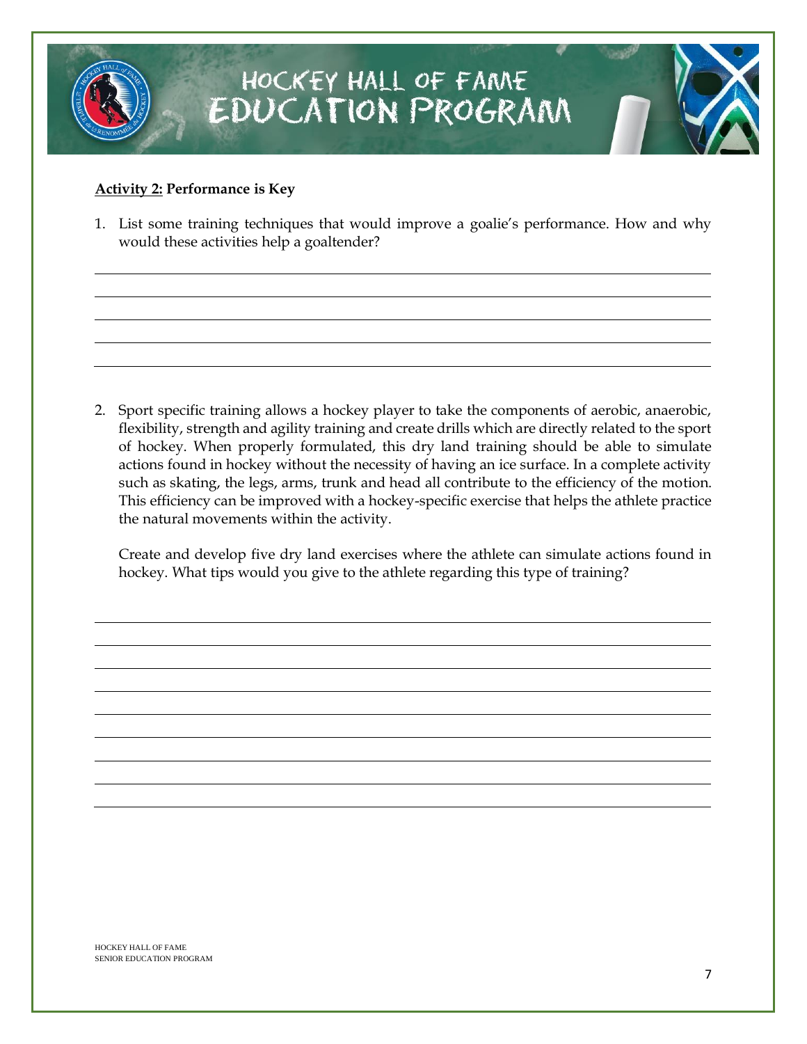**Activity 2: Performance is Key**

1. List some training techniques that would improve a goalie's performance. How and why would these activities help a goaltender?

2. Sport specific training allows a hockey player to take the components of aerobic, anaerobic, flexibility, strength and agility training and create drills which are directly related to the sport of hockey. When properly formulated, this dry land training should be able to simulate actions found in hockey without the necessity of having an ice surface. In a complete activity such as skating, the legs, arms, trunk and head all contribute to the efficiency of the motion. This efficiency can be improved with a hockey-specific exercise that helps the athlete practice the natural movements within the activity.

   Create and develop five dry land exercises where the athlete can simulate actions found in hockey. What tips would you give to the athlete regarding this type of training?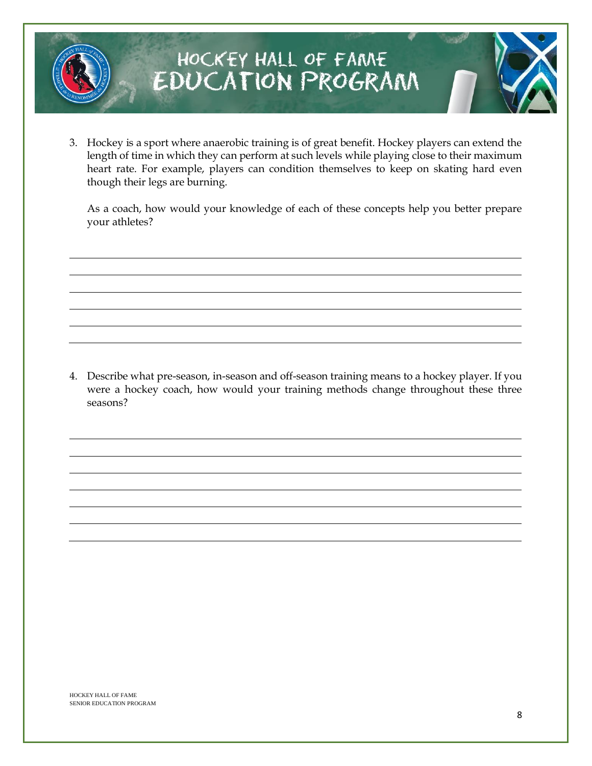3. Hockey is a sport where anaerobic training is of great benefit. Hockey players can extend the length of time in which they can perform at such levels while playing close to their maximum heart rate. For example, players can condition themselves to keep on skating hard even though their legs are burning.

   As a coach, how would your knowledge of each of these concepts help you better prepare your athletes?

4. Describe what pre-season, in-season and off-season training means to a hockey player. If you were a hockey coach, how would your training methods change throughout these three seasons?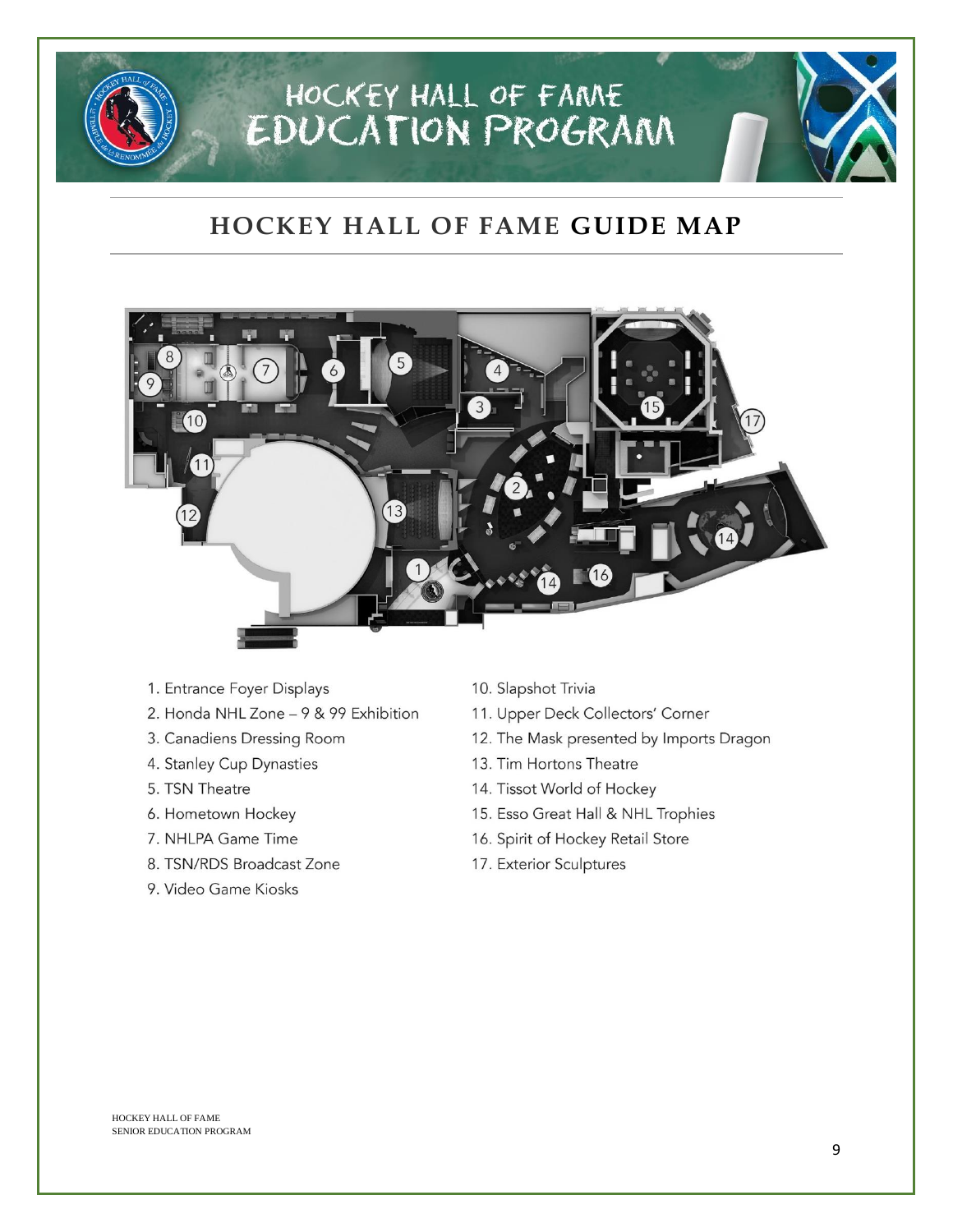# HOCKEY HALL OF FAME EDUCATION PROGRAM

## HOCKEY HALL OF FAME GUIDE MAP

1. Entrance Foyer Displays
2. Honda NHL Zone – 9 & 99 Exhibition
3. Canadiens Dressing Room
4. Stanley Cup Dynasties
5. TSN Theatre
6. Hometown Hockey
7. NHLPA Game Time
8. TSN/RDS Broadcast Zone
9. Video Game Kiosks
10. Slapshot Trivia
11. Upper Deck Collectors' Corner
12. The Mask presented by Imports Dragon
13. Tim Hortons Theatre
14. Tissot World of Hockey
15. Esso Great Hall & NHL Trophies
16. Spirit of Hockey Retail Store
17. Exterior Sculptures